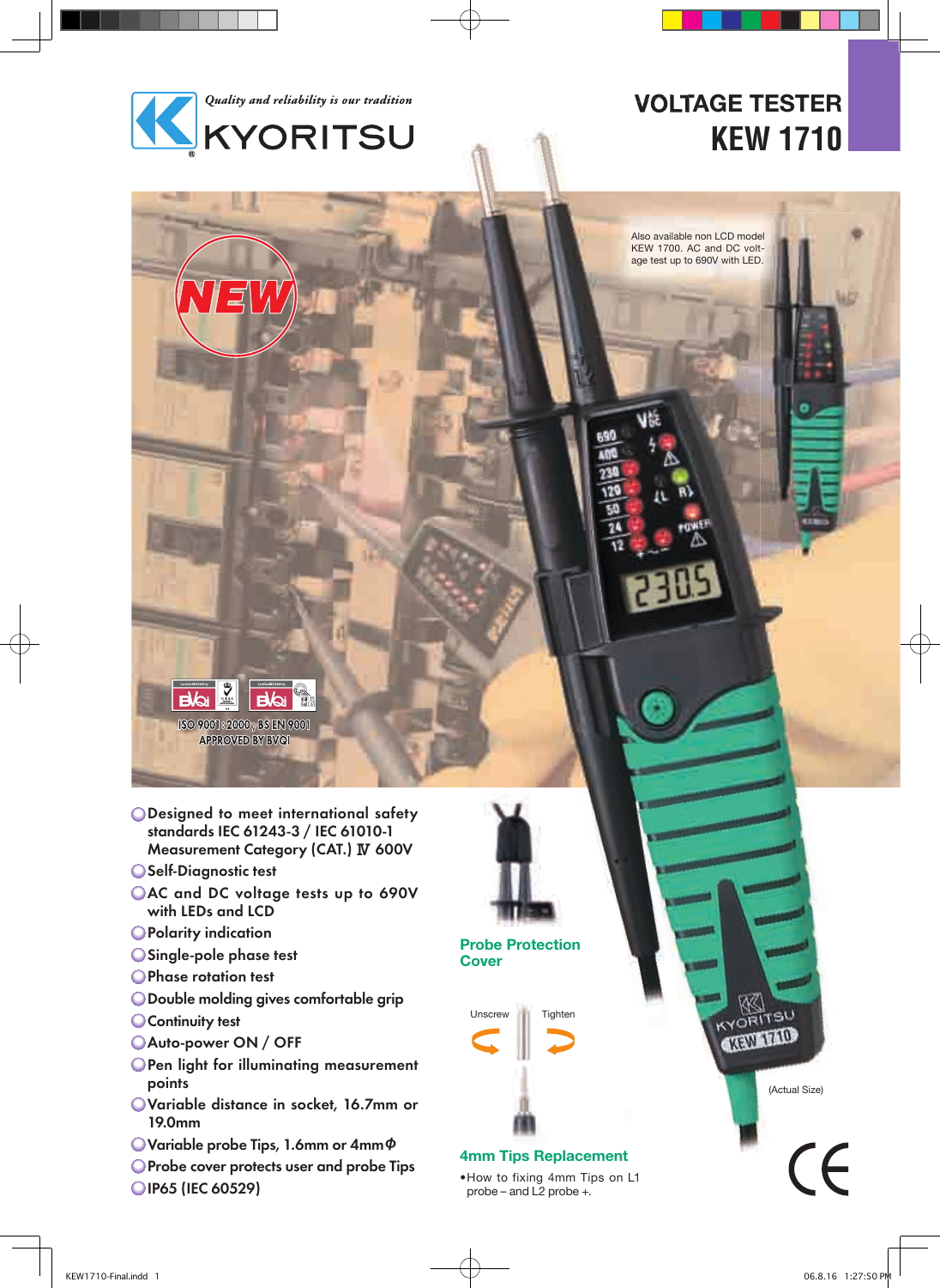*Quality and reliability is our tradition*

KYORITSU

# VOLTAGE TESTER
# KEW 1710

NEW

Also available non LCD model KEW 1700. AC and DC voltage test up to 690V with LED.

ISO 9001 : 2000 , BS EN 9001
APPROVED BY BVQI

- Designed to meet international safety standards IEC 61243-3 / IEC 61010-1 Measurement Category (CAT.) Ⅳ 600V
- Self-Diagnostic test
- AC and DC voltage tests up to 690V with LEDs and LCD
- Polarity indication
- Single-pole phase test
- Phase rotation test
- Double molding gives comfortable grip
- Continuity test
- Auto-power ON / OFF
- Pen light for illuminating measurement points
- Variable distance in socket, 16.7mm or 19.0mm
- Variable probe Tips, 1.6mm or 4mmΦ
- Probe cover protects user and probe Tips
- IP65 (IEC 60529)

**Probe Protection Cover**

Unscrew    Tighten

**4mm Tips Replacement**

- How to fixing 4mm Tips on L1 probe – and L2 probe +.

(Actual Size)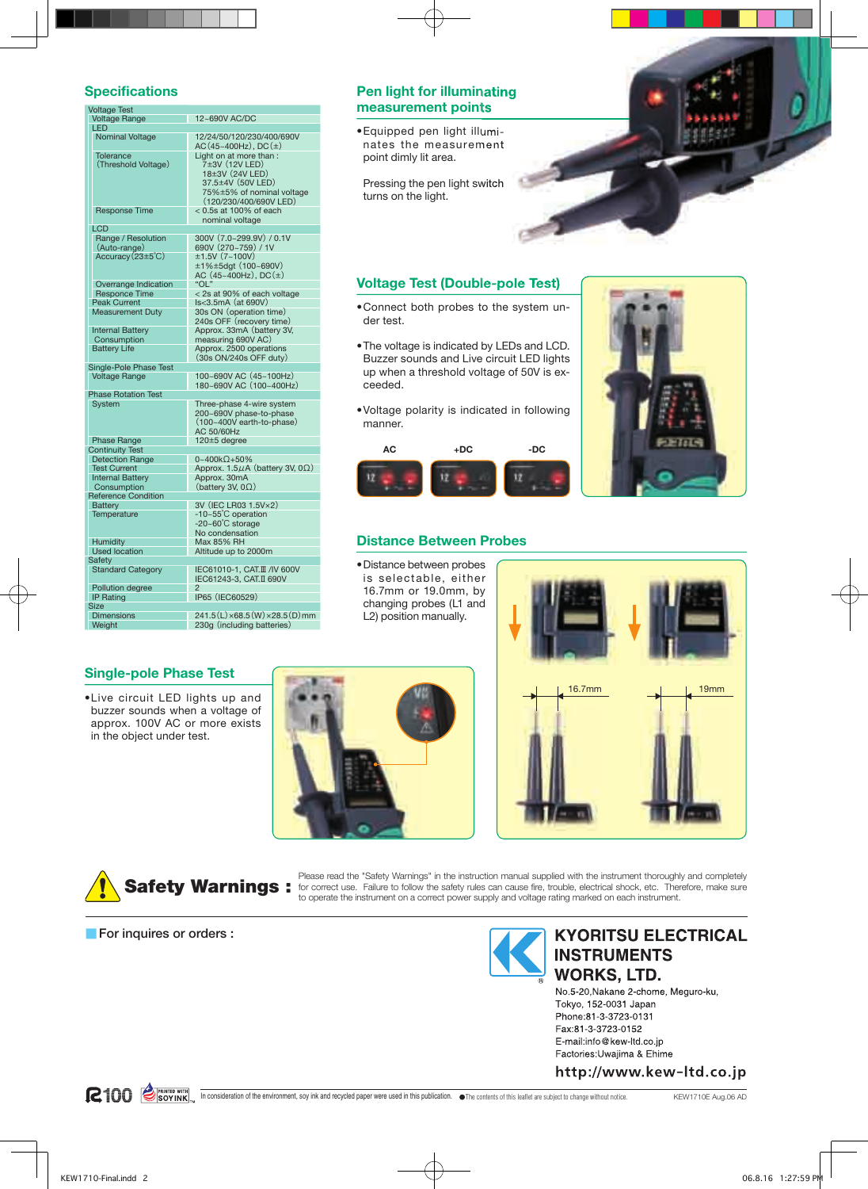## Specifications

| | | |
|---|---|---|
| Voltage Test | | |
| | Voltage Range | 12~690V AC/DC |
| LED | | |
| | Nominal Voltage | 12/24/50/120/230/400/690V AC (45~400Hz), DC (±) |
| | Tolerance (Threshold Voltage) | Light on at more than : 7±3V (12V LED) 18±3V (24V LED) 37.5±4V (50V LED) 75%±5% of nominal voltage (120/230/400/690V LED) |
| | Response Time | < 0.5s at 100% of each nominal voltage |
| LCD | | |
| | Range / Resolution (Auto-range) | 300V (7.0~299.9V) / 0.1V 690V (270~759) / 1V |
| | Accuracy (23±5℃) | ±1.5V (7~100V) ±1%±5dgt (100~690V) AC (45~400Hz), DC (±) |
| | Overrange Indication | "OL" |
| | Responce Time | < 2s at 90% of each voltage |
| | Peak Current | Is<3.5mA (at 690V) |
| | Measurement Duty | 30s ON (operation time) 240s OFF (recovery time) |
| | Internal Battery Consumption | Approx. 33mA (battery 3V, measuring 690V AC) |
| | Battery Life | Approx. 2500 operations (30s ON/240s OFF duty) |
| Single-Pole Phase Test | | |
| | Voltage Range | 100~690V AC (45~100Hz) 180~690V AC (100~400Hz) |
| Phase Rotation Test | | |
| | System | Three-phase 4-wire system 200~690V phase-to-phase (100~400V earth-to-phase) AC 50/60Hz |
| | Phase Range | 120±5 degree |
| Continuity Test | | |
| | Detection Range | 0~400kΩ+50% |
| | Test Current | Approx. 1.5μA (battery 3V, 0Ω) |
| | Internal Battery Consumption | Approx. 30mA (battery 3V, 0Ω) |
| Reference Condition | | |
| | Battery | 3V (IEC LR03 1.5V×2) |
| | Temperature | -10~55℃ operation -20~60℃ storage No condensation |
| | Humidity | Max 85% RH |
| | Used location | Altitude up to 2000m |
| Safety | | |
| | Standard Category | IEC61010-1, CAT.Ⅲ /IV 600V IEC61243-3, CAT.Ⅱ 690V |
| | Pollution degree | 2 |
| | IP Rating | IP65 (IEC60529) |
| Size | | |
| | Dimensions | 241.5 (L) ×68.5 (W) ×28.5 (D) mm |
| | Weight | 230g (including batteries) |

## Pen light for illuminating measurement points

- Equipped pen light illuminates the measurement point dimly lit area.

Pressing the pen light switch turns on the light.

## Voltage Test (Double-pole Test)

- Connect both probes to the system under test.
- The voltage is indicated by LEDs and LCD. Buzzer sounds and Live circuit LED lights up when a threshold voltage of 50V is exceeded.
- Voltage polarity is indicated in following manner.

AC +DC -DC

## Distance Between Probes

- Distance between probes is selectable, either 16.7mm or 19.0mm, by changing probes (L1 and L2) position manually.

16.7mm 19mm

## Single-pole Phase Test

- Live circuit LED lights up and buzzer sounds when a voltage of approx. 100V AC or more exists in the object under test.

**Safety Warnings :** Please read the "Safety Warnings" in the instruction manual supplied with the instrument thoroughly and completely for correct use. Failure to follow the safety rules can cause fire, trouble, electrical shock, etc. Therefore, make sure to operate the instrument on a correct power supply and voltage rating marked on each instrument.

For inquires or orders :

**KYORITSU ELECTRICAL INSTRUMENTS WORKS, LTD.**

No.5-20,Nakane 2-chome, Meguro-ku,
Tokyo, 152-0031 Japan
Phone:81-3-3723-0131
Fax:81-3-3723-0152
E-mail:info@kew-ltd.co.jp
Factories:Uwajima & Ehime

**http://www.kew-ltd.co.jp**

In consideration of the environment, soy ink and recycled paper were used in this publication. ●The contents of this leaflet are subject to change without notice. KEW1710E Aug.06 AD